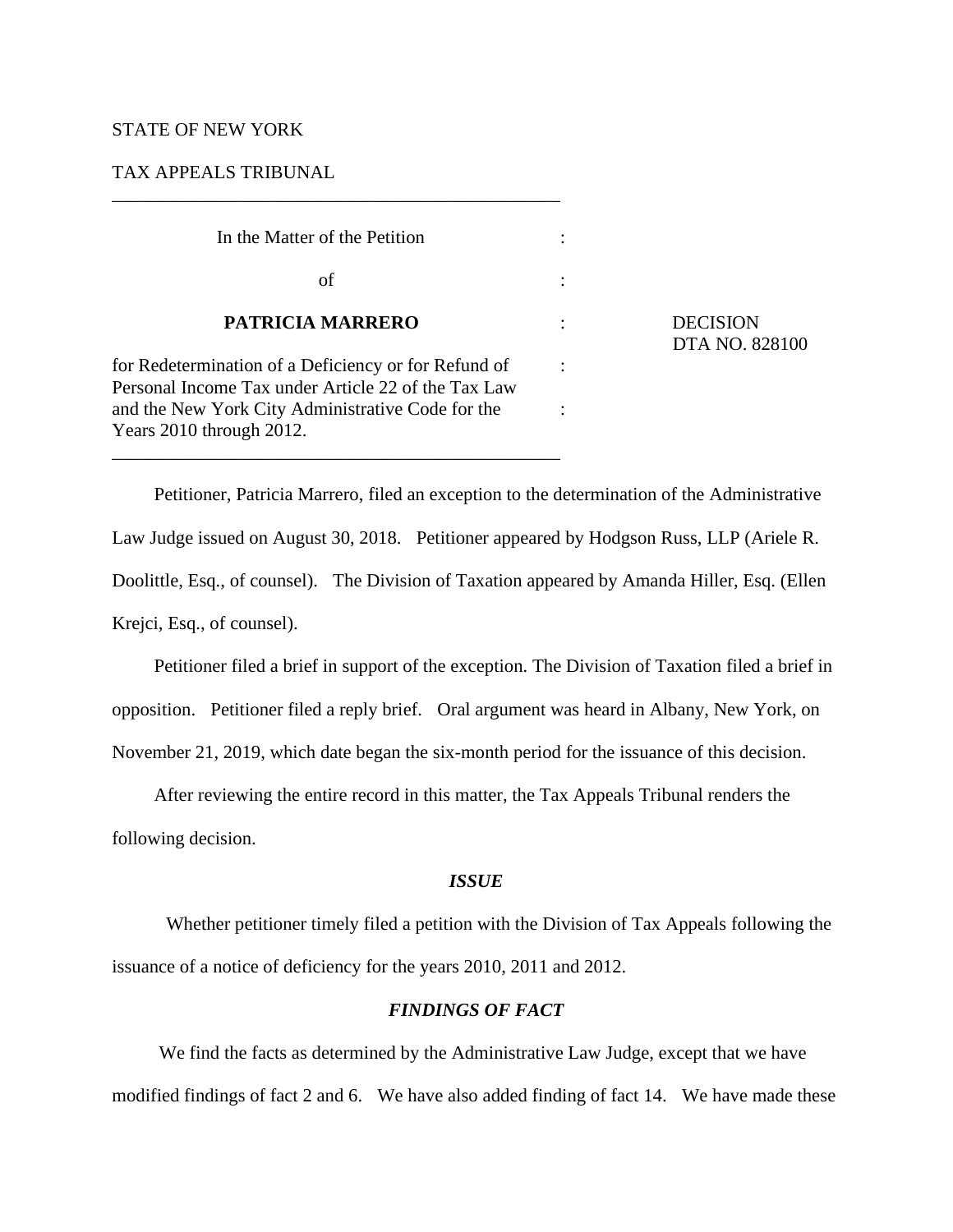STATE OF NEW YORK

TAX APPEALS TRIBUNAL

---

In the Matter of the Petition

of

**PATRICIA MARRERO**

for Redetermination of a Deficiency or for Refund of Personal Income Tax under Article 22 of the Tax Law and the New York City Administrative Code for the Years 2010 through 2012.

---

DECISION
DTA NO. 828100

Petitioner, Patricia Marrero, filed an exception to the determination of the Administrative Law Judge issued on August 30, 2018. Petitioner appeared by Hodgson Russ, LLP (Ariele R. Doolittle, Esq., of counsel). The Division of Taxation appeared by Amanda Hiller, Esq. (Ellen Krejci, Esq., of counsel).

Petitioner filed a brief in support of the exception. The Division of Taxation filed a brief in opposition. Petitioner filed a reply brief. Oral argument was heard in Albany, New York, on November 21, 2019, which date began the six-month period for the issuance of this decision.

After reviewing the entire record in this matter, the Tax Appeals Tribunal renders the following decision.

## *ISSUE*

Whether petitioner timely filed a petition with the Division of Tax Appeals following the issuance of a notice of deficiency for the years 2010, 2011 and 2012.

## *FINDINGS OF FACT*

We find the facts as determined by the Administrative Law Judge, except that we have modified findings of fact 2 and 6. We have also added finding of fact 14. We have made these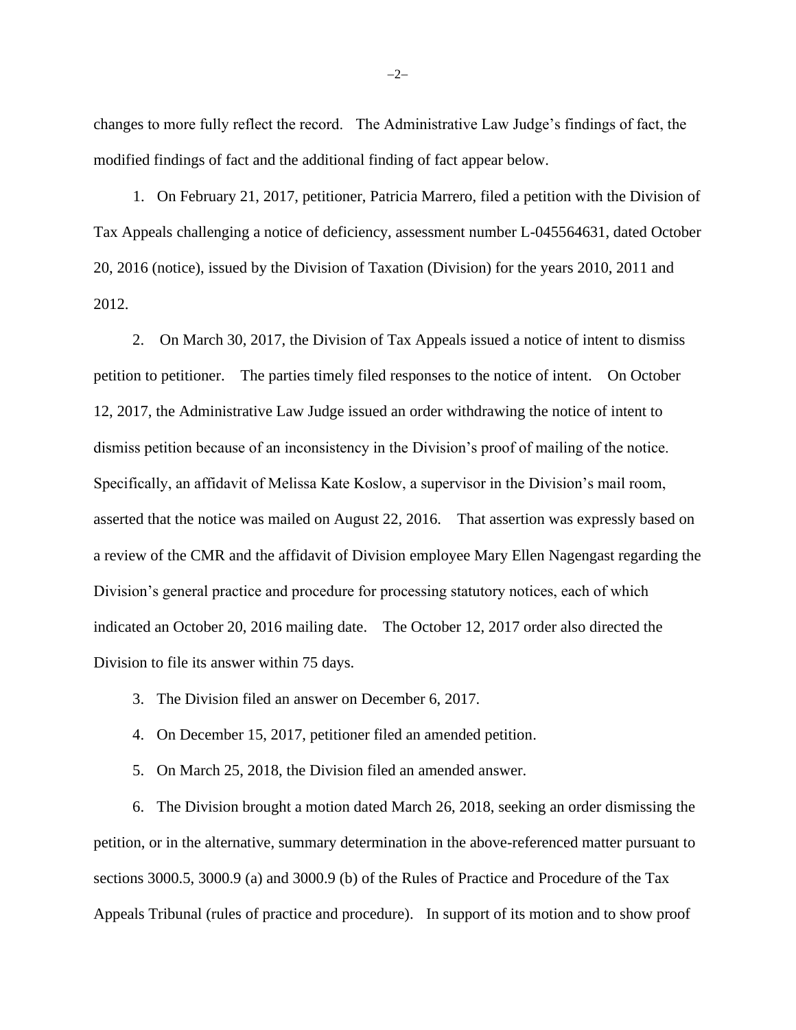changes to more fully reflect the record. The Administrative Law Judge's findings of fact, the modified findings of fact and the additional finding of fact appear below.

1. On February 21, 2017, petitioner, Patricia Marrero, filed a petition with the Division of Tax Appeals challenging a notice of deficiency, assessment number L-045564631, dated October 20, 2016 (notice), issued by the Division of Taxation (Division) for the years 2010, 2011 and 2012.

2. On March 30, 2017, the Division of Tax Appeals issued a notice of intent to dismiss petition to petitioner. The parties timely filed responses to the notice of intent. On October 12, 2017, the Administrative Law Judge issued an order withdrawing the notice of intent to dismiss petition because of an inconsistency in the Division's proof of mailing of the notice. Specifically, an affidavit of Melissa Kate Koslow, a supervisor in the Division's mail room, asserted that the notice was mailed on August 22, 2016. That assertion was expressly based on a review of the CMR and the affidavit of Division employee Mary Ellen Nagengast regarding the Division's general practice and procedure for processing statutory notices, each of which indicated an October 20, 2016 mailing date. The October 12, 2017 order also directed the Division to file its answer within 75 days.

3. The Division filed an answer on December 6, 2017.

4. On December 15, 2017, petitioner filed an amended petition.

5. On March 25, 2018, the Division filed an amended answer.

6. The Division brought a motion dated March 26, 2018, seeking an order dismissing the petition, or in the alternative, summary determination in the above-referenced matter pursuant to sections 3000.5, 3000.9 (a) and 3000.9 (b) of the Rules of Practice and Procedure of the Tax Appeals Tribunal (rules of practice and procedure). In support of its motion and to show proof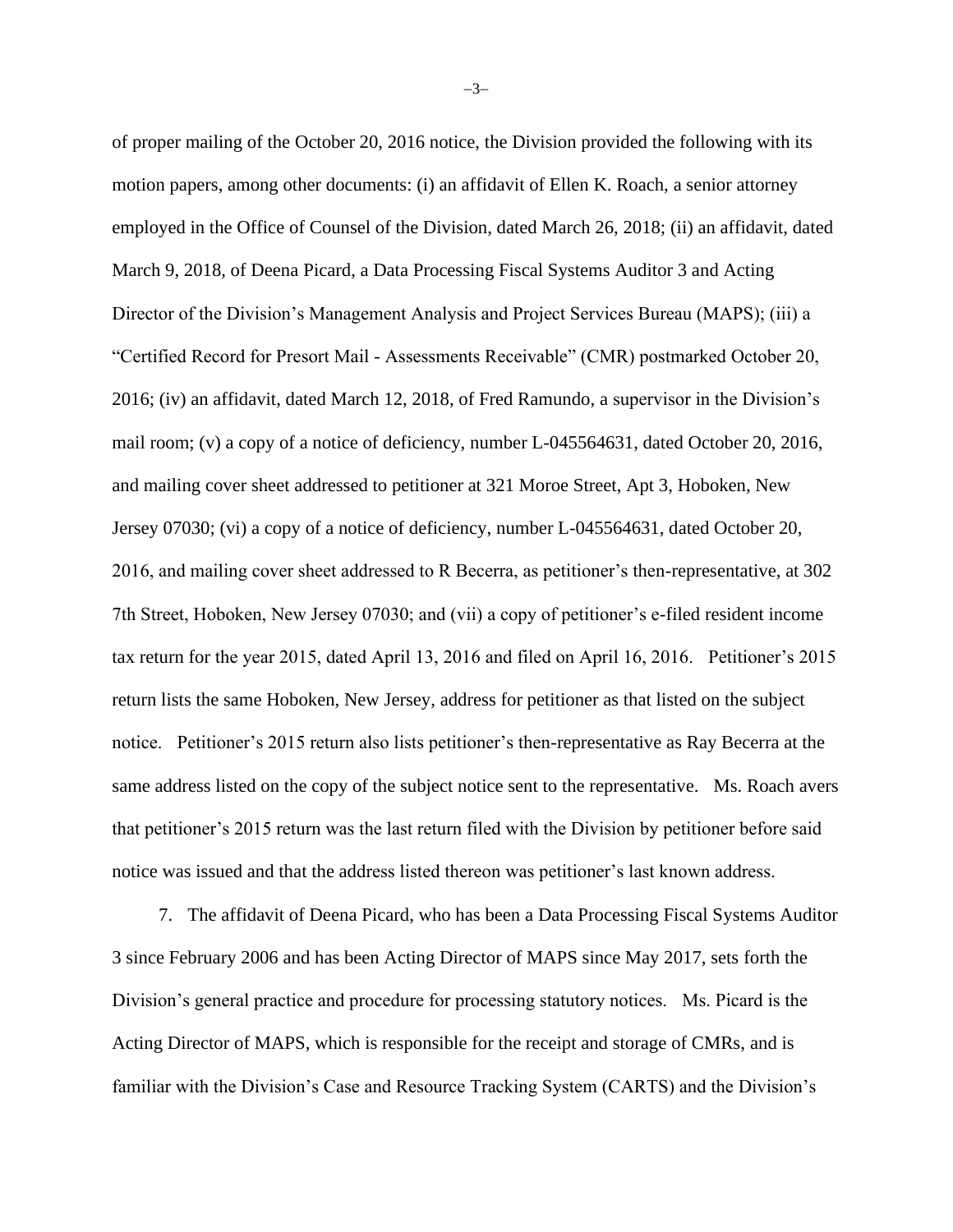of proper mailing of the October 20, 2016 notice, the Division provided the following with its motion papers, among other documents: (i) an affidavit of Ellen K. Roach, a senior attorney employed in the Office of Counsel of the Division, dated March 26, 2018; (ii) an affidavit, dated March 9, 2018, of Deena Picard, a Data Processing Fiscal Systems Auditor 3 and Acting Director of the Division's Management Analysis and Project Services Bureau (MAPS); (iii) a "Certified Record for Presort Mail - Assessments Receivable" (CMR) postmarked October 20, 2016; (iv) an affidavit, dated March 12, 2018, of Fred Ramundo, a supervisor in the Division's mail room; (v) a copy of a notice of deficiency, number L-045564631, dated October 20, 2016, and mailing cover sheet addressed to petitioner at 321 Moroe Street, Apt 3, Hoboken, New Jersey 07030; (vi) a copy of a notice of deficiency, number L-045564631, dated October 20, 2016, and mailing cover sheet addressed to R Becerra, as petitioner's then-representative, at 302 7th Street, Hoboken, New Jersey 07030; and (vii) a copy of petitioner's e-filed resident income tax return for the year 2015, dated April 13, 2016 and filed on April 16, 2016. Petitioner's 2015 return lists the same Hoboken, New Jersey, address for petitioner as that listed on the subject notice. Petitioner's 2015 return also lists petitioner's then-representative as Ray Becerra at the same address listed on the copy of the subject notice sent to the representative. Ms. Roach avers that petitioner's 2015 return was the last return filed with the Division by petitioner before said notice was issued and that the address listed thereon was petitioner's last known address.

7. The affidavit of Deena Picard, who has been a Data Processing Fiscal Systems Auditor 3 since February 2006 and has been Acting Director of MAPS since May 2017, sets forth the Division's general practice and procedure for processing statutory notices. Ms. Picard is the Acting Director of MAPS, which is responsible for the receipt and storage of CMRs, and is familiar with the Division's Case and Resource Tracking System (CARTS) and the Division's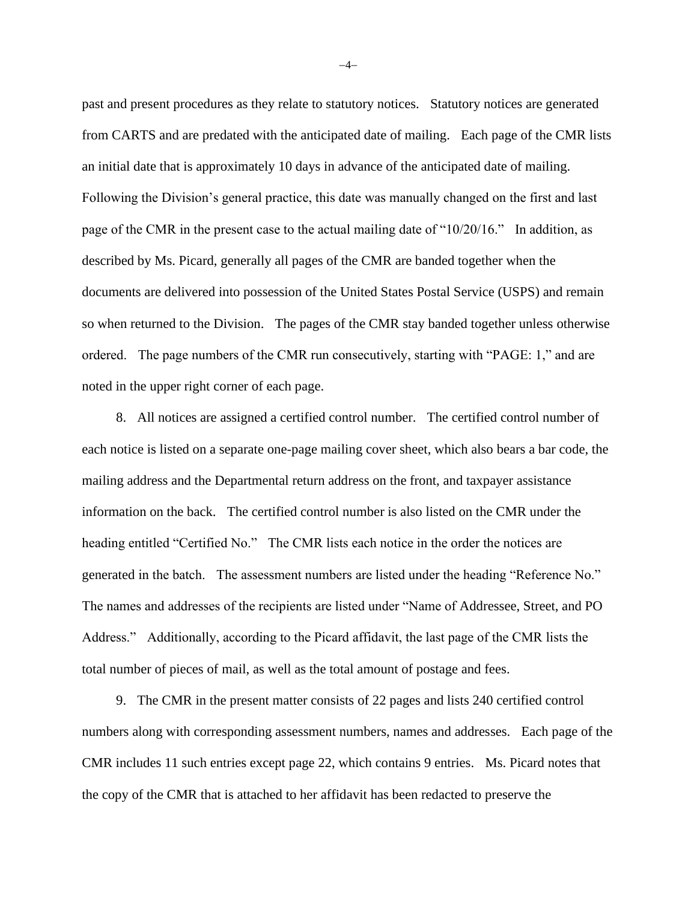past and present procedures as they relate to statutory notices. Statutory notices are generated from CARTS and are predated with the anticipated date of mailing. Each page of the CMR lists an initial date that is approximately 10 days in advance of the anticipated date of mailing. Following the Division's general practice, this date was manually changed on the first and last page of the CMR in the present case to the actual mailing date of "10/20/16." In addition, as described by Ms. Picard, generally all pages of the CMR are banded together when the documents are delivered into possession of the United States Postal Service (USPS) and remain so when returned to the Division. The pages of the CMR stay banded together unless otherwise ordered. The page numbers of the CMR run consecutively, starting with "PAGE: 1," and are noted in the upper right corner of each page.

8. All notices are assigned a certified control number. The certified control number of each notice is listed on a separate one-page mailing cover sheet, which also bears a bar code, the mailing address and the Departmental return address on the front, and taxpayer assistance information on the back. The certified control number is also listed on the CMR under the heading entitled "Certified No." The CMR lists each notice in the order the notices are generated in the batch. The assessment numbers are listed under the heading "Reference No." The names and addresses of the recipients are listed under "Name of Addressee, Street, and PO Address." Additionally, according to the Picard affidavit, the last page of the CMR lists the total number of pieces of mail, as well as the total amount of postage and fees.

9. The CMR in the present matter consists of 22 pages and lists 240 certified control numbers along with corresponding assessment numbers, names and addresses. Each page of the CMR includes 11 such entries except page 22, which contains 9 entries. Ms. Picard notes that the copy of the CMR that is attached to her affidavit has been redacted to preserve the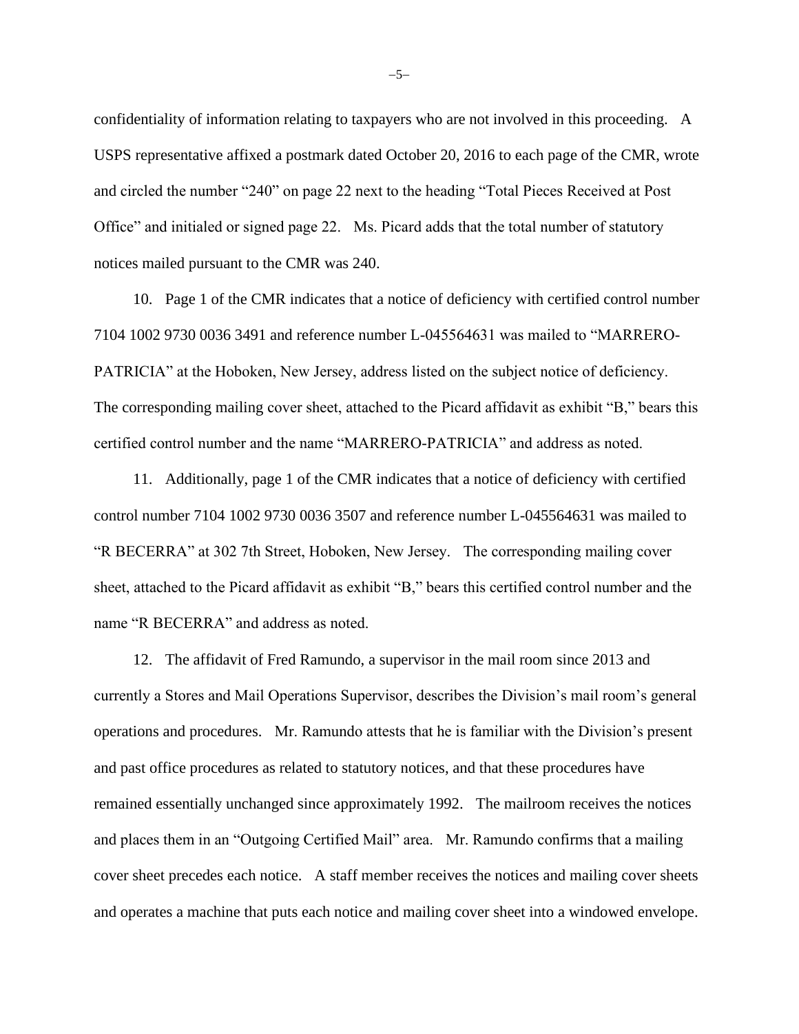confidentiality of information relating to taxpayers who are not involved in this proceeding. A USPS representative affixed a postmark dated October 20, 2016 to each page of the CMR, wrote and circled the number "240" on page 22 next to the heading "Total Pieces Received at Post Office" and initialed or signed page 22. Ms. Picard adds that the total number of statutory notices mailed pursuant to the CMR was 240.

10. Page 1 of the CMR indicates that a notice of deficiency with certified control number 7104 1002 9730 0036 3491 and reference number L-045564631 was mailed to "MARRERO-PATRICIA" at the Hoboken, New Jersey, address listed on the subject notice of deficiency. The corresponding mailing cover sheet, attached to the Picard affidavit as exhibit "B," bears this certified control number and the name "MARRERO-PATRICIA" and address as noted.

11. Additionally, page 1 of the CMR indicates that a notice of deficiency with certified control number 7104 1002 9730 0036 3507 and reference number L-045564631 was mailed to "R BECERRA" at 302 7th Street, Hoboken, New Jersey. The corresponding mailing cover sheet, attached to the Picard affidavit as exhibit "B," bears this certified control number and the name "R BECERRA" and address as noted.

12. The affidavit of Fred Ramundo, a supervisor in the mail room since 2013 and currently a Stores and Mail Operations Supervisor, describes the Division's mail room's general operations and procedures. Mr. Ramundo attests that he is familiar with the Division's present and past office procedures as related to statutory notices, and that these procedures have remained essentially unchanged since approximately 1992. The mailroom receives the notices and places them in an "Outgoing Certified Mail" area. Mr. Ramundo confirms that a mailing cover sheet precedes each notice. A staff member receives the notices and mailing cover sheets and operates a machine that puts each notice and mailing cover sheet into a windowed envelope.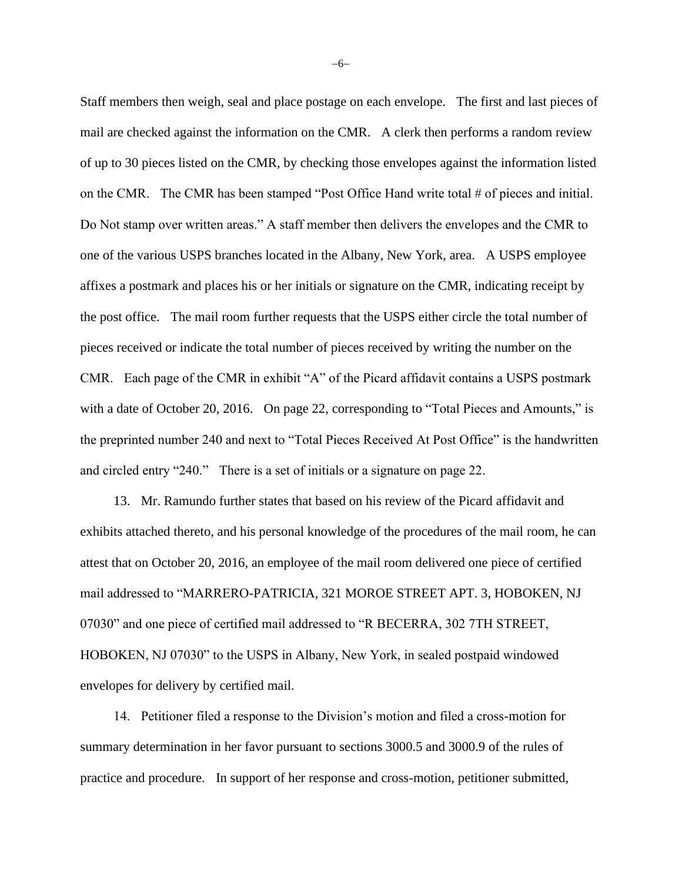Staff members then weigh, seal and place postage on each envelope. The first and last pieces of mail are checked against the information on the CMR. A clerk then performs a random review of up to 30 pieces listed on the CMR, by checking those envelopes against the information listed on the CMR. The CMR has been stamped "Post Office Hand write total # of pieces and initial. Do Not stamp over written areas." A staff member then delivers the envelopes and the CMR to one of the various USPS branches located in the Albany, New York, area. A USPS employee affixes a postmark and places his or her initials or signature on the CMR, indicating receipt by the post office. The mail room further requests that the USPS either circle the total number of pieces received or indicate the total number of pieces received by writing the number on the CMR. Each page of the CMR in exhibit "A" of the Picard affidavit contains a USPS postmark with a date of October 20, 2016. On page 22, corresponding to "Total Pieces and Amounts," is the preprinted number 240 and next to "Total Pieces Received At Post Office" is the handwritten and circled entry "240." There is a set of initials or a signature on page 22.

13. Mr. Ramundo further states that based on his review of the Picard affidavit and exhibits attached thereto, and his personal knowledge of the procedures of the mail room, he can attest that on October 20, 2016, an employee of the mail room delivered one piece of certified mail addressed to "MARRERO-PATRICIA, 321 MOROE STREET APT. 3, HOBOKEN, NJ 07030" and one piece of certified mail addressed to "R BECERRA, 302 7TH STREET, HOBOKEN, NJ 07030" to the USPS in Albany, New York, in sealed postpaid windowed envelopes for delivery by certified mail.

14. Petitioner filed a response to the Division's motion and filed a cross-motion for summary determination in her favor pursuant to sections 3000.5 and 3000.9 of the rules of practice and procedure. In support of her response and cross-motion, petitioner submitted,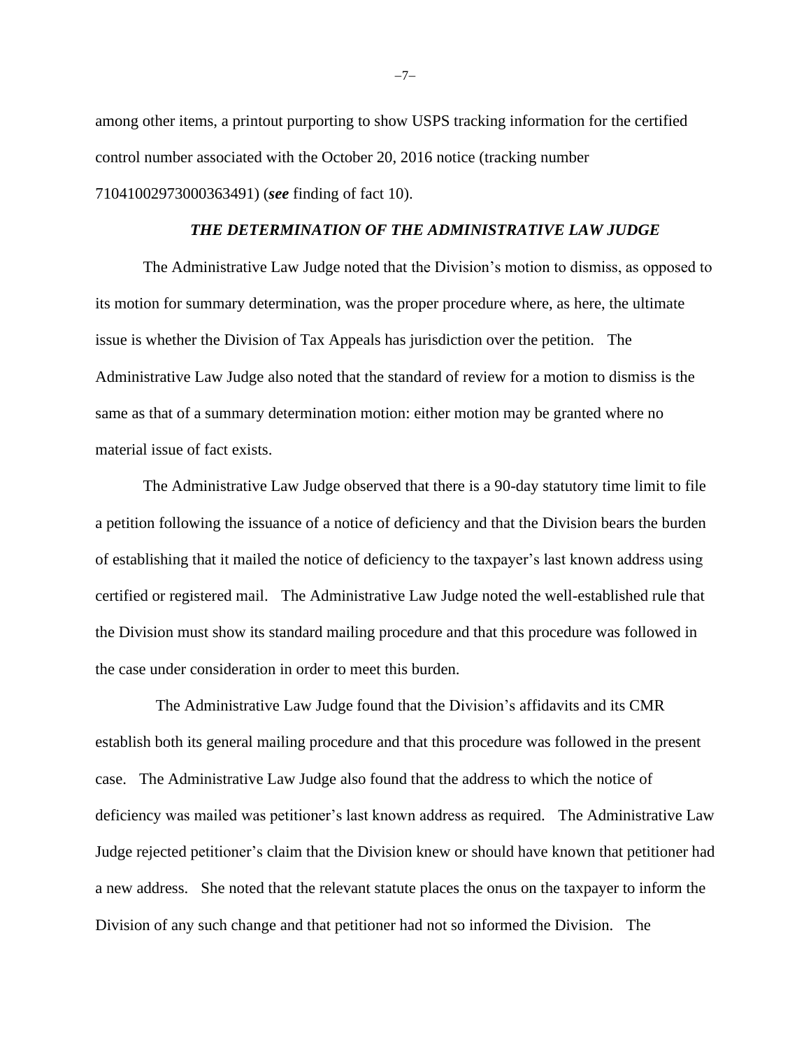among other items, a printout purporting to show USPS tracking information for the certified control number associated with the October 20, 2016 notice (tracking number 71041002973000363491) (***see*** finding of fact 10).

### ***THE DETERMINATION OF THE ADMINISTRATIVE LAW JUDGE***

The Administrative Law Judge noted that the Division's motion to dismiss, as opposed to its motion for summary determination, was the proper procedure where, as here, the ultimate issue is whether the Division of Tax Appeals has jurisdiction over the petition. The Administrative Law Judge also noted that the standard of review for a motion to dismiss is the same as that of a summary determination motion: either motion may be granted where no material issue of fact exists.

The Administrative Law Judge observed that there is a 90-day statutory time limit to file a petition following the issuance of a notice of deficiency and that the Division bears the burden of establishing that it mailed the notice of deficiency to the taxpayer's last known address using certified or registered mail. The Administrative Law Judge noted the well-established rule that the Division must show its standard mailing procedure and that this procedure was followed in the case under consideration in order to meet this burden.

The Administrative Law Judge found that the Division's affidavits and its CMR establish both its general mailing procedure and that this procedure was followed in the present case. The Administrative Law Judge also found that the address to which the notice of deficiency was mailed was petitioner's last known address as required. The Administrative Law Judge rejected petitioner's claim that the Division knew or should have known that petitioner had a new address. She noted that the relevant statute places the onus on the taxpayer to inform the Division of any such change and that petitioner had not so informed the Division. The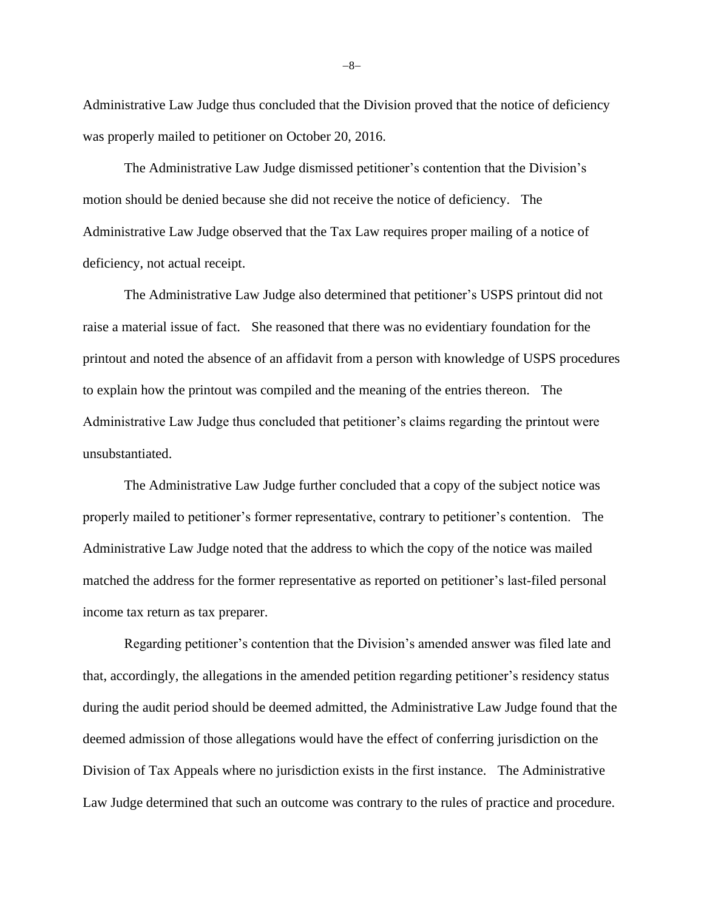Administrative Law Judge thus concluded that the Division proved that the notice of deficiency was properly mailed to petitioner on October 20, 2016.

The Administrative Law Judge dismissed petitioner's contention that the Division's motion should be denied because she did not receive the notice of deficiency. The Administrative Law Judge observed that the Tax Law requires proper mailing of a notice of deficiency, not actual receipt.

The Administrative Law Judge also determined that petitioner's USPS printout did not raise a material issue of fact. She reasoned that there was no evidentiary foundation for the printout and noted the absence of an affidavit from a person with knowledge of USPS procedures to explain how the printout was compiled and the meaning of the entries thereon. The Administrative Law Judge thus concluded that petitioner's claims regarding the printout were unsubstantiated.

The Administrative Law Judge further concluded that a copy of the subject notice was properly mailed to petitioner's former representative, contrary to petitioner's contention. The Administrative Law Judge noted that the address to which the copy of the notice was mailed matched the address for the former representative as reported on petitioner's last-filed personal income tax return as tax preparer.

Regarding petitioner's contention that the Division's amended answer was filed late and that, accordingly, the allegations in the amended petition regarding petitioner's residency status during the audit period should be deemed admitted, the Administrative Law Judge found that the deemed admission of those allegations would have the effect of conferring jurisdiction on the Division of Tax Appeals where no jurisdiction exists in the first instance. The Administrative Law Judge determined that such an outcome was contrary to the rules of practice and procedure.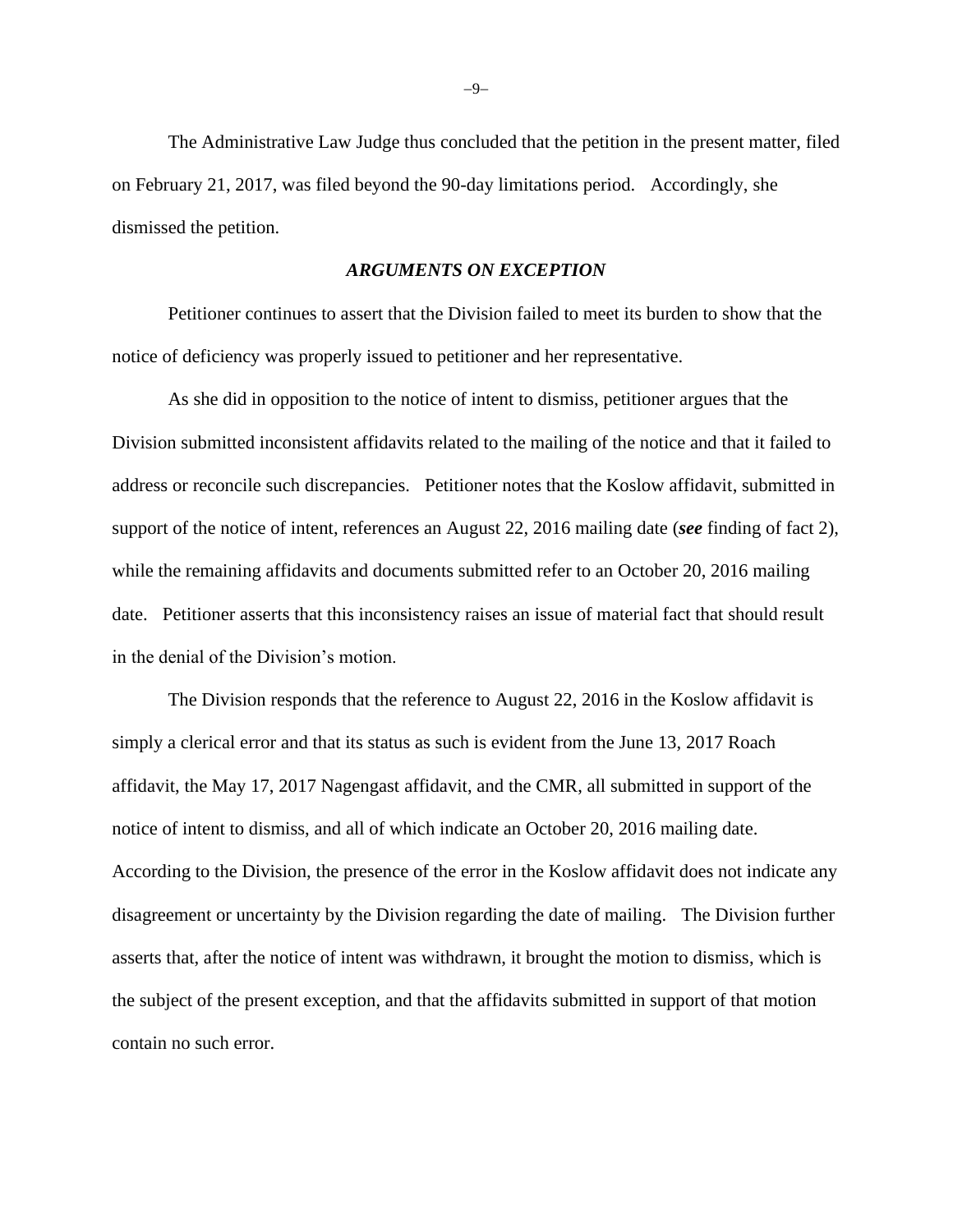The Administrative Law Judge thus concluded that the petition in the present matter, filed on February 21, 2017, was filed beyond the 90-day limitations period. Accordingly, she dismissed the petition.

### *ARGUMENTS ON EXCEPTION*

Petitioner continues to assert that the Division failed to meet its burden to show that the notice of deficiency was properly issued to petitioner and her representative.

As she did in opposition to the notice of intent to dismiss, petitioner argues that the Division submitted inconsistent affidavits related to the mailing of the notice and that it failed to address or reconcile such discrepancies. Petitioner notes that the Koslow affidavit, submitted in support of the notice of intent, references an August 22, 2016 mailing date (***see*** finding of fact 2), while the remaining affidavits and documents submitted refer to an October 20, 2016 mailing date. Petitioner asserts that this inconsistency raises an issue of material fact that should result in the denial of the Division's motion.

The Division responds that the reference to August 22, 2016 in the Koslow affidavit is simply a clerical error and that its status as such is evident from the June 13, 2017 Roach affidavit, the May 17, 2017 Nagengast affidavit, and the CMR, all submitted in support of the notice of intent to dismiss, and all of which indicate an October 20, 2016 mailing date. According to the Division, the presence of the error in the Koslow affidavit does not indicate any disagreement or uncertainty by the Division regarding the date of mailing. The Division further asserts that, after the notice of intent was withdrawn, it brought the motion to dismiss, which is the subject of the present exception, and that the affidavits submitted in support of that motion contain no such error.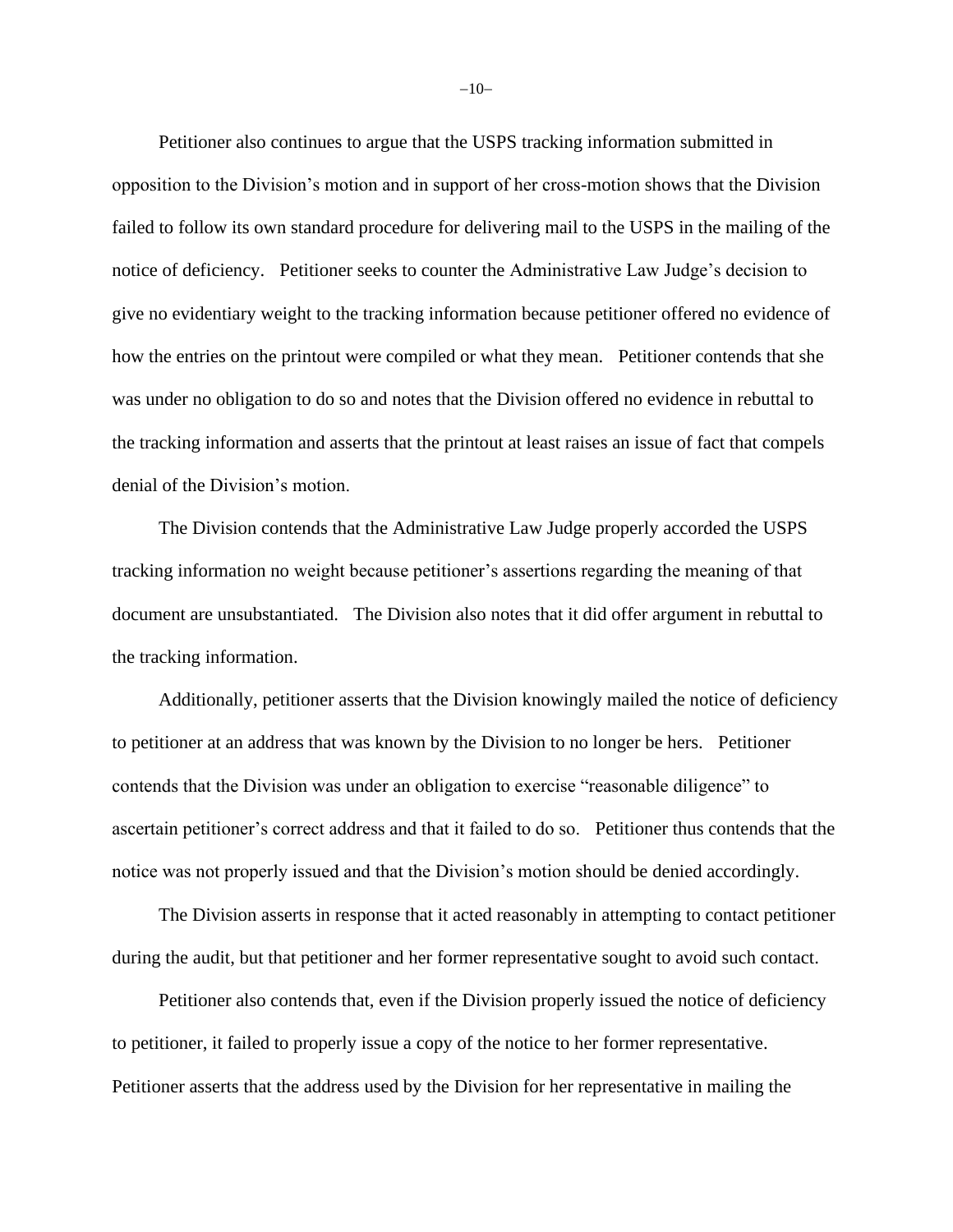Petitioner also continues to argue that the USPS tracking information submitted in opposition to the Division's motion and in support of her cross-motion shows that the Division failed to follow its own standard procedure for delivering mail to the USPS in the mailing of the notice of deficiency. Petitioner seeks to counter the Administrative Law Judge's decision to give no evidentiary weight to the tracking information because petitioner offered no evidence of how the entries on the printout were compiled or what they mean. Petitioner contends that she was under no obligation to do so and notes that the Division offered no evidence in rebuttal to the tracking information and asserts that the printout at least raises an issue of fact that compels denial of the Division's motion.

The Division contends that the Administrative Law Judge properly accorded the USPS tracking information no weight because petitioner's assertions regarding the meaning of that document are unsubstantiated. The Division also notes that it did offer argument in rebuttal to the tracking information.

Additionally, petitioner asserts that the Division knowingly mailed the notice of deficiency to petitioner at an address that was known by the Division to no longer be hers. Petitioner contends that the Division was under an obligation to exercise "reasonable diligence" to ascertain petitioner's correct address and that it failed to do so. Petitioner thus contends that the notice was not properly issued and that the Division's motion should be denied accordingly.

The Division asserts in response that it acted reasonably in attempting to contact petitioner during the audit, but that petitioner and her former representative sought to avoid such contact.

Petitioner also contends that, even if the Division properly issued the notice of deficiency to petitioner, it failed to properly issue a copy of the notice to her former representative. Petitioner asserts that the address used by the Division for her representative in mailing the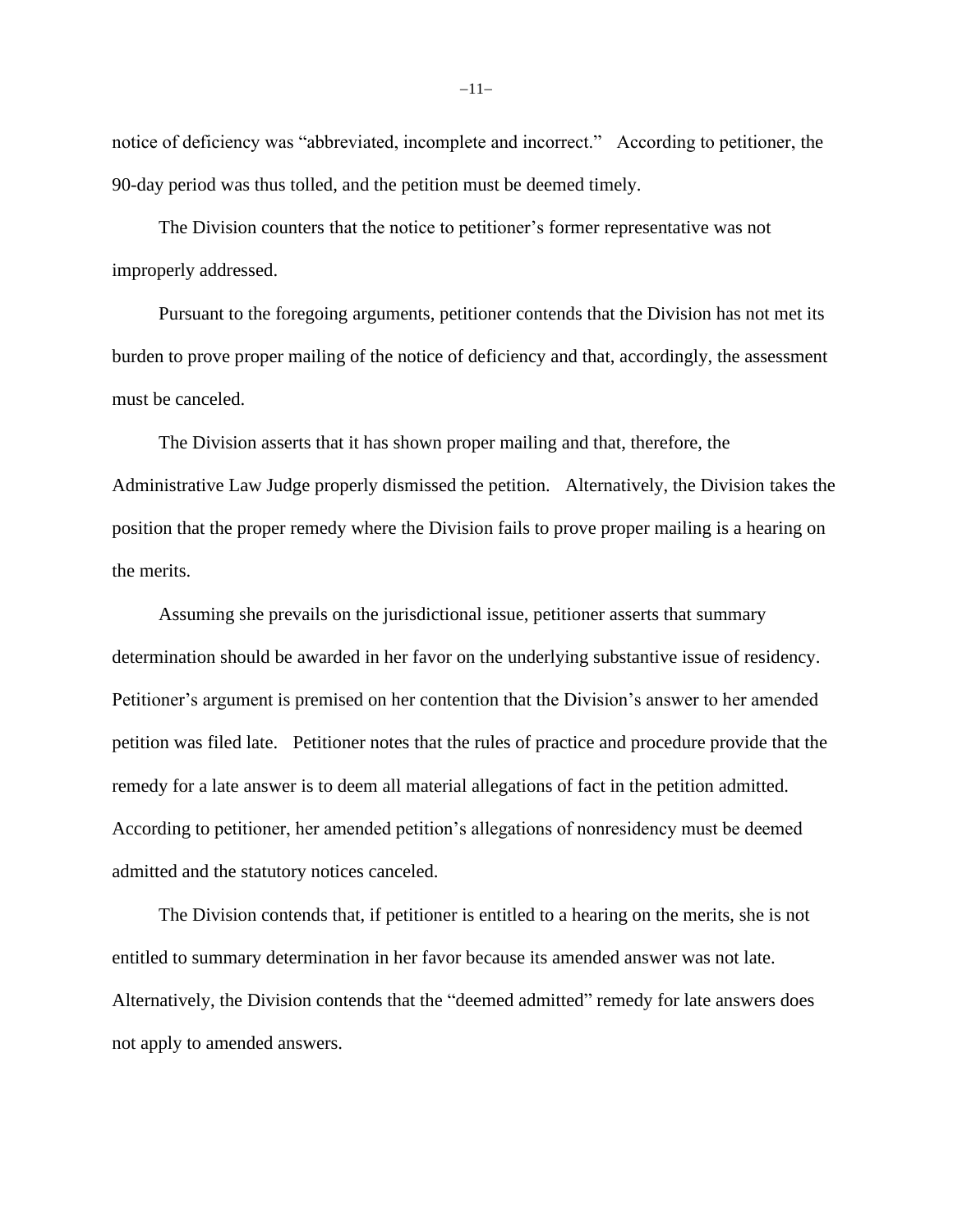notice of deficiency was "abbreviated, incomplete and incorrect." According to petitioner, the 90-day period was thus tolled, and the petition must be deemed timely.

The Division counters that the notice to petitioner's former representative was not improperly addressed.

Pursuant to the foregoing arguments, petitioner contends that the Division has not met its burden to prove proper mailing of the notice of deficiency and that, accordingly, the assessment must be canceled.

The Division asserts that it has shown proper mailing and that, therefore, the Administrative Law Judge properly dismissed the petition. Alternatively, the Division takes the position that the proper remedy where the Division fails to prove proper mailing is a hearing on the merits.

Assuming she prevails on the jurisdictional issue, petitioner asserts that summary determination should be awarded in her favor on the underlying substantive issue of residency. Petitioner's argument is premised on her contention that the Division's answer to her amended petition was filed late. Petitioner notes that the rules of practice and procedure provide that the remedy for a late answer is to deem all material allegations of fact in the petition admitted. According to petitioner, her amended petition's allegations of nonresidency must be deemed admitted and the statutory notices canceled.

The Division contends that, if petitioner is entitled to a hearing on the merits, she is not entitled to summary determination in her favor because its amended answer was not late. Alternatively, the Division contends that the "deemed admitted" remedy for late answers does not apply to amended answers.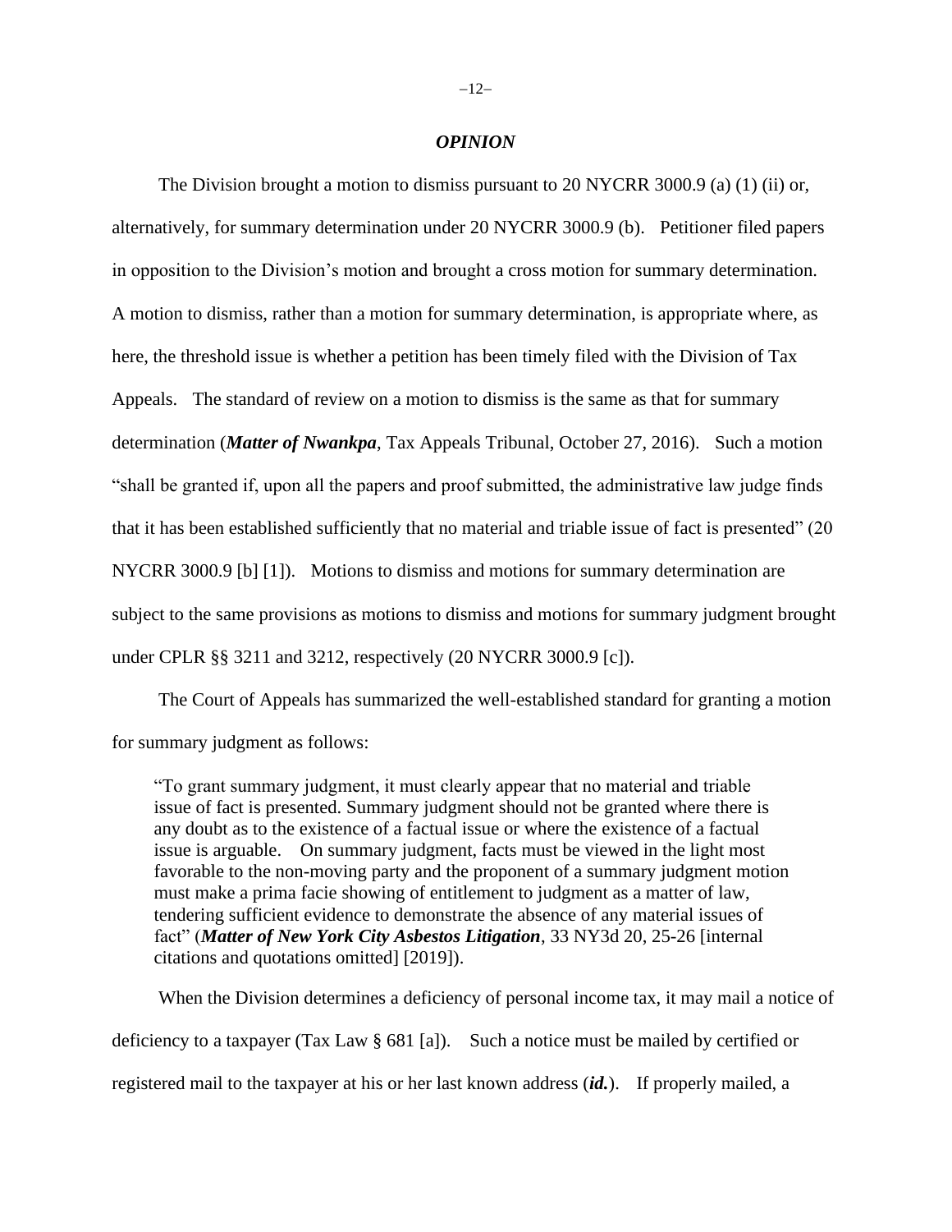### *OPINION*

The Division brought a motion to dismiss pursuant to 20 NYCRR 3000.9 (a) (1) (ii) or, alternatively, for summary determination under 20 NYCRR 3000.9 (b). Petitioner filed papers in opposition to the Division's motion and brought a cross motion for summary determination. A motion to dismiss, rather than a motion for summary determination, is appropriate where, as here, the threshold issue is whether a petition has been timely filed with the Division of Tax Appeals. The standard of review on a motion to dismiss is the same as that for summary determination (***Matter of Nwankpa***, Tax Appeals Tribunal, October 27, 2016). Such a motion "shall be granted if, upon all the papers and proof submitted, the administrative law judge finds that it has been established sufficiently that no material and triable issue of fact is presented" (20 NYCRR 3000.9 [b] [1]). Motions to dismiss and motions for summary determination are subject to the same provisions as motions to dismiss and motions for summary judgment brought under CPLR §§ 3211 and 3212, respectively (20 NYCRR 3000.9 [c]).

The Court of Appeals has summarized the well-established standard for granting a motion for summary judgment as follows:

> "To grant summary judgment, it must clearly appear that no material and triable issue of fact is presented. Summary judgment should not be granted where there is any doubt as to the existence of a factual issue or where the existence of a factual issue is arguable. On summary judgment, facts must be viewed in the light most favorable to the non-moving party and the proponent of a summary judgment motion must make a prima facie showing of entitlement to judgment as a matter of law, tendering sufficient evidence to demonstrate the absence of any material issues of fact" (***Matter of New York City Asbestos Litigation***, 33 NY3d 20, 25-26 [internal citations and quotations omitted] [2019]).

When the Division determines a deficiency of personal income tax, it may mail a notice of deficiency to a taxpayer (Tax Law § 681 [a]). Such a notice must be mailed by certified or registered mail to the taxpayer at his or her last known address (***id.***). If properly mailed, a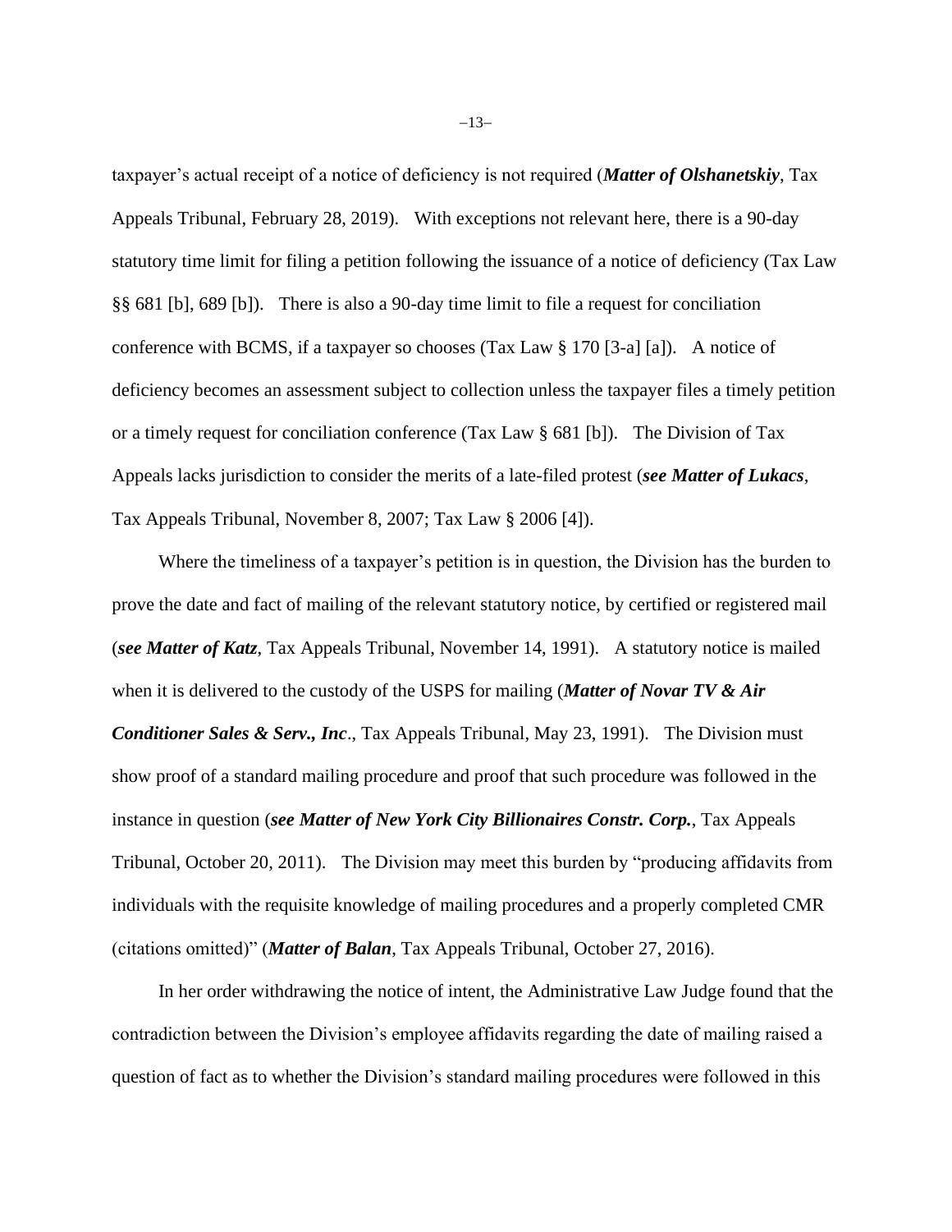taxpayer's actual receipt of a notice of deficiency is not required (***Matter of Olshanetskiy***, Tax Appeals Tribunal, February 28, 2019). With exceptions not relevant here, there is a 90-day statutory time limit for filing a petition following the issuance of a notice of deficiency (Tax Law §§ 681 [b], 689 [b]). There is also a 90-day time limit to file a request for conciliation conference with BCMS, if a taxpayer so chooses (Tax Law § 170 [3-a] [a]). A notice of deficiency becomes an assessment subject to collection unless the taxpayer files a timely petition or a timely request for conciliation conference (Tax Law § 681 [b]). The Division of Tax Appeals lacks jurisdiction to consider the merits of a late-filed protest (***see Matter of Lukacs***, Tax Appeals Tribunal, November 8, 2007; Tax Law § 2006 [4]).

Where the timeliness of a taxpayer's petition is in question, the Division has the burden to prove the date and fact of mailing of the relevant statutory notice, by certified or registered mail (***see Matter of Katz***, Tax Appeals Tribunal, November 14, 1991). A statutory notice is mailed when it is delivered to the custody of the USPS for mailing (***Matter of Novar TV & Air Conditioner Sales & Serv., Inc***., Tax Appeals Tribunal, May 23, 1991). The Division must show proof of a standard mailing procedure and proof that such procedure was followed in the instance in question (***see Matter of New York City Billionaires Constr. Corp.***, Tax Appeals Tribunal, October 20, 2011). The Division may meet this burden by "producing affidavits from individuals with the requisite knowledge of mailing procedures and a properly completed CMR (citations omitted)" (***Matter of Balan***, Tax Appeals Tribunal, October 27, 2016).

In her order withdrawing the notice of intent, the Administrative Law Judge found that the contradiction between the Division's employee affidavits regarding the date of mailing raised a question of fact as to whether the Division's standard mailing procedures were followed in this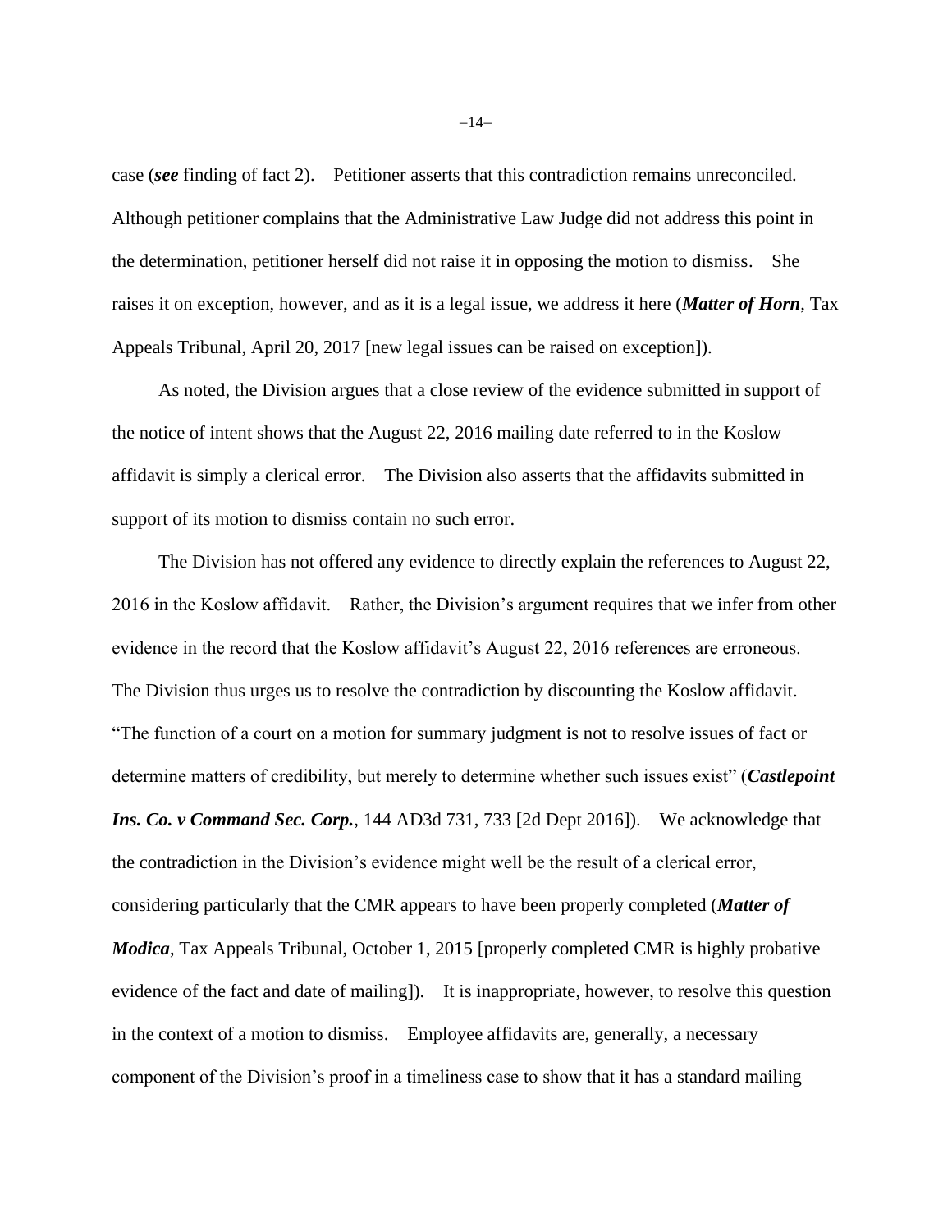case (***see*** finding of fact 2). Petitioner asserts that this contradiction remains unreconciled. Although petitioner complains that the Administrative Law Judge did not address this point in the determination, petitioner herself did not raise it in opposing the motion to dismiss. She raises it on exception, however, and as it is a legal issue, we address it here (***Matter of Horn***, Tax Appeals Tribunal, April 20, 2017 [new legal issues can be raised on exception]).

As noted, the Division argues that a close review of the evidence submitted in support of the notice of intent shows that the August 22, 2016 mailing date referred to in the Koslow affidavit is simply a clerical error. The Division also asserts that the affidavits submitted in support of its motion to dismiss contain no such error.

The Division has not offered any evidence to directly explain the references to August 22, 2016 in the Koslow affidavit. Rather, the Division's argument requires that we infer from other evidence in the record that the Koslow affidavit's August 22, 2016 references are erroneous. The Division thus urges us to resolve the contradiction by discounting the Koslow affidavit. "The function of a court on a motion for summary judgment is not to resolve issues of fact or determine matters of credibility, but merely to determine whether such issues exist" (***Castlepoint Ins. Co. v Command Sec. Corp.***, 144 AD3d 731, 733 [2d Dept 2016]). We acknowledge that the contradiction in the Division's evidence might well be the result of a clerical error, considering particularly that the CMR appears to have been properly completed (***Matter of Modica***, Tax Appeals Tribunal, October 1, 2015 [properly completed CMR is highly probative evidence of the fact and date of mailing]). It is inappropriate, however, to resolve this question in the context of a motion to dismiss. Employee affidavits are, generally, a necessary component of the Division's proof in a timeliness case to show that it has a standard mailing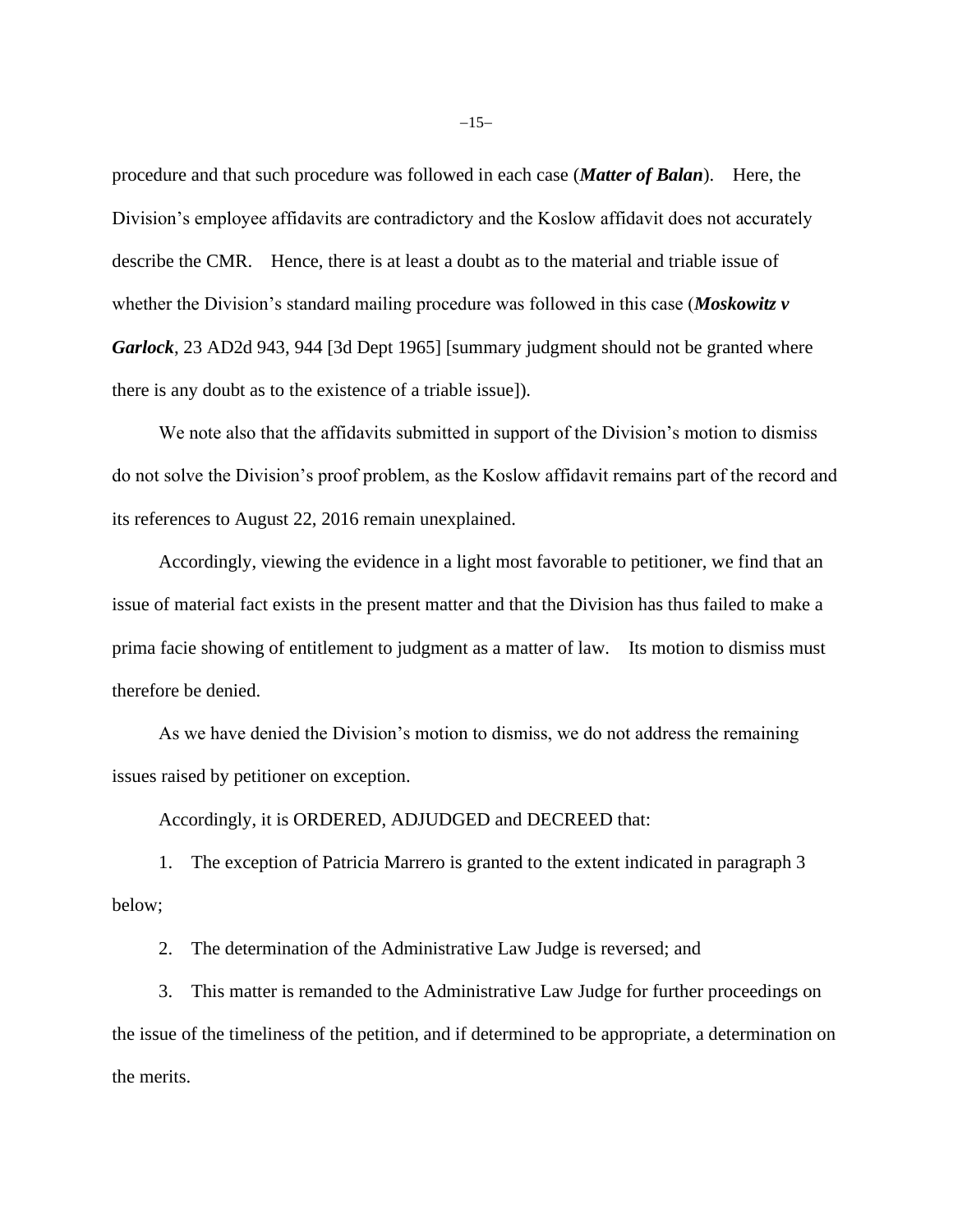procedure and that such procedure was followed in each case (***Matter of Balan***). Here, the Division's employee affidavits are contradictory and the Koslow affidavit does not accurately describe the CMR. Hence, there is at least a doubt as to the material and triable issue of whether the Division's standard mailing procedure was followed in this case (***Moskowitz v Garlock***, 23 AD2d 943, 944 [3d Dept 1965] [summary judgment should not be granted where there is any doubt as to the existence of a triable issue]).

We note also that the affidavits submitted in support of the Division's motion to dismiss do not solve the Division's proof problem, as the Koslow affidavit remains part of the record and its references to August 22, 2016 remain unexplained.

Accordingly, viewing the evidence in a light most favorable to petitioner, we find that an issue of material fact exists in the present matter and that the Division has thus failed to make a prima facie showing of entitlement to judgment as a matter of law. Its motion to dismiss must therefore be denied.

As we have denied the Division's motion to dismiss, we do not address the remaining issues raised by petitioner on exception.

Accordingly, it is ORDERED, ADJUDGED and DECREED that:

1. The exception of Patricia Marrero is granted to the extent indicated in paragraph 3 below;

2. The determination of the Administrative Law Judge is reversed; and

3. This matter is remanded to the Administrative Law Judge for further proceedings on the issue of the timeliness of the petition, and if determined to be appropriate, a determination on the merits.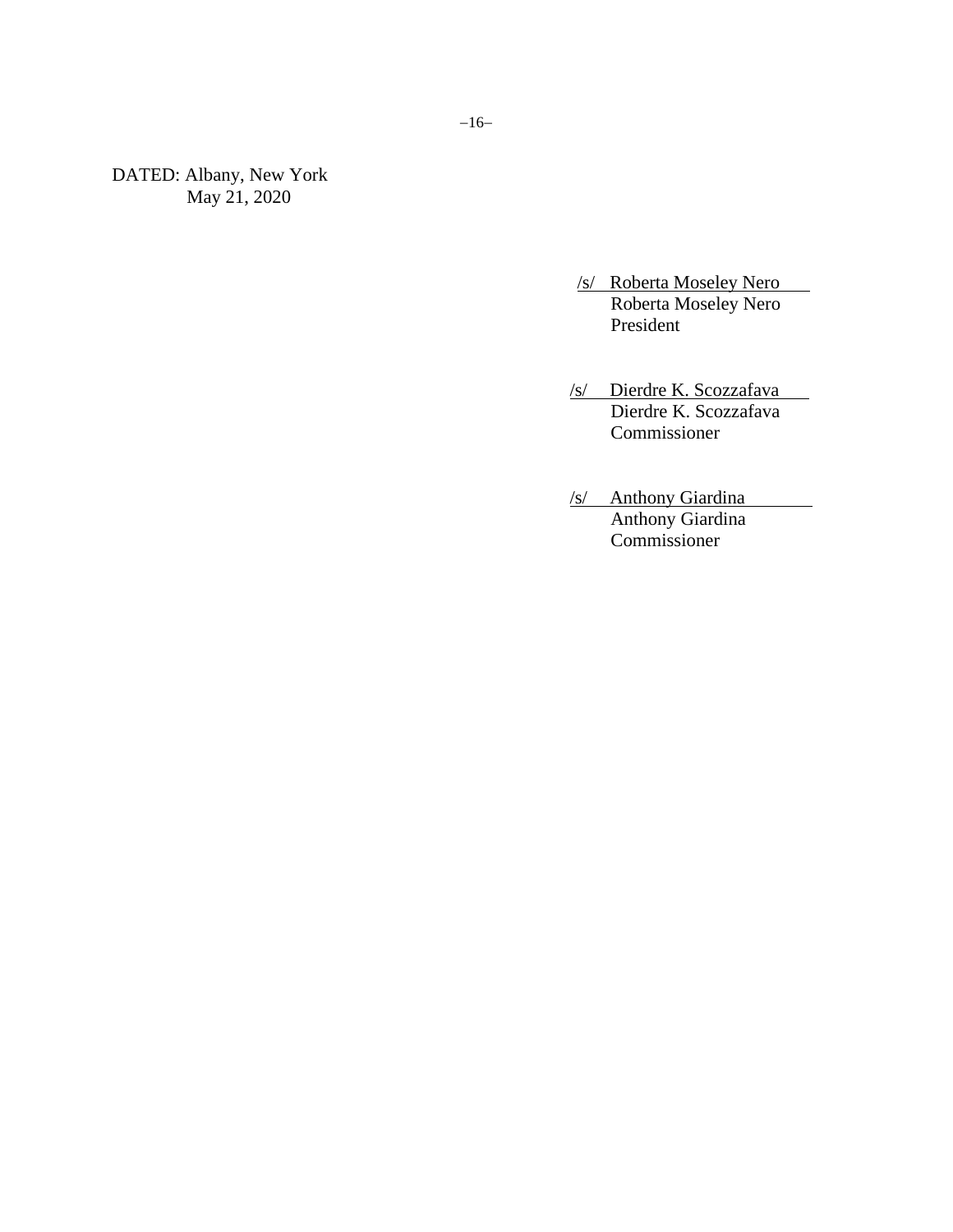DATED: Albany, New York
May 21, 2020

/s/ Roberta Moseley Nero
Roberta Moseley Nero
President

/s/ Dierdre K. Scozzafava
Dierdre K. Scozzafava
Commissioner

/s/ Anthony Giardina
Anthony Giardina
Commissioner